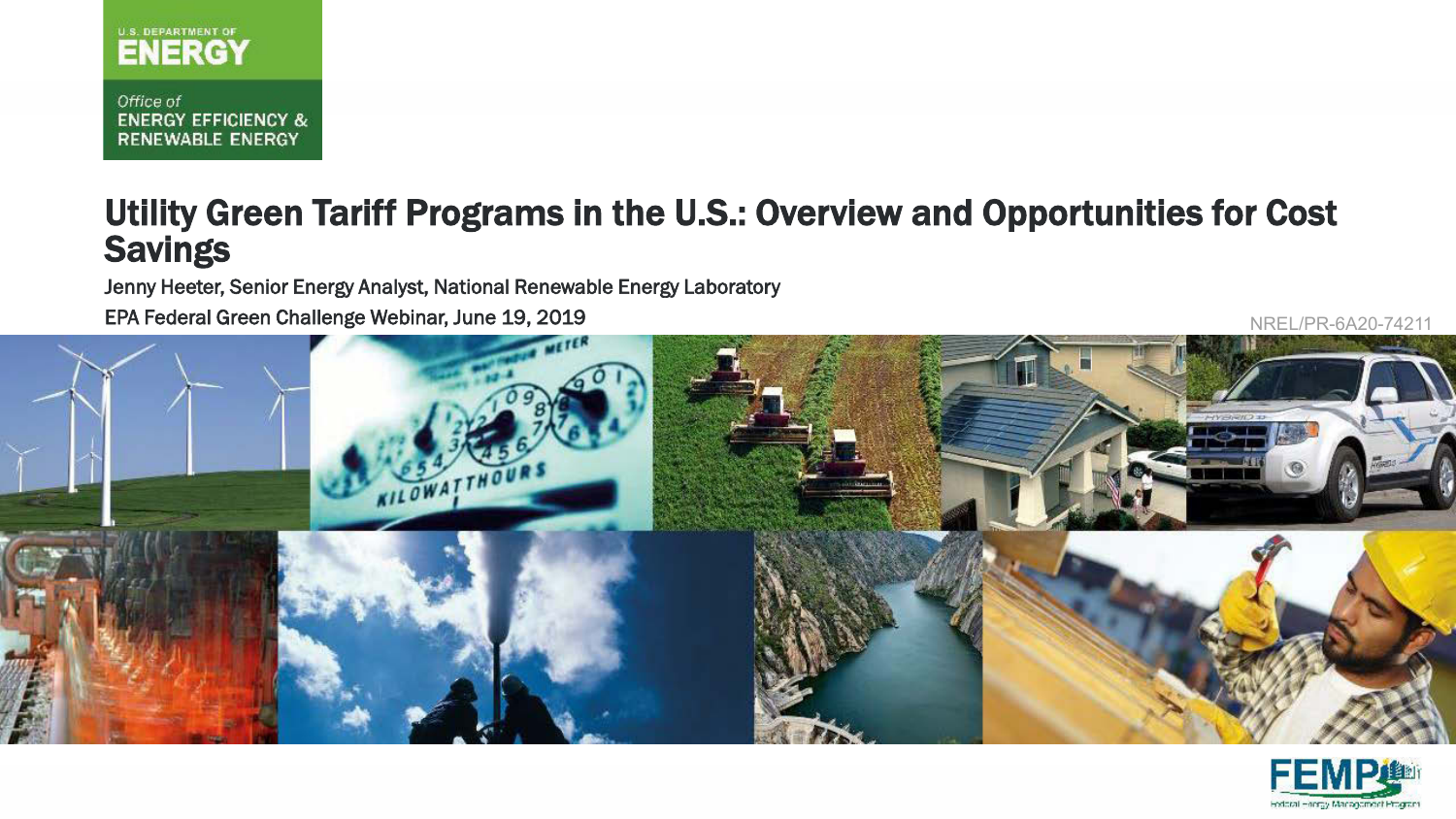U.S. DEPARTMENT OF ENERGY

Office of ENERGY EFFICIENCY & RENEWABLE ENERGY

# Utility Green Tariff Programs in the U.S.: Overview and Opportunities for Cost Savings

Jenny Heeter, Senior Energy Analyst, National Renewable Energy Laboratory

EPA Federal Green Challenge Webinar, June 19, 2019

NREL/PR-6A20-74211

FEMP Federal Energy Management Program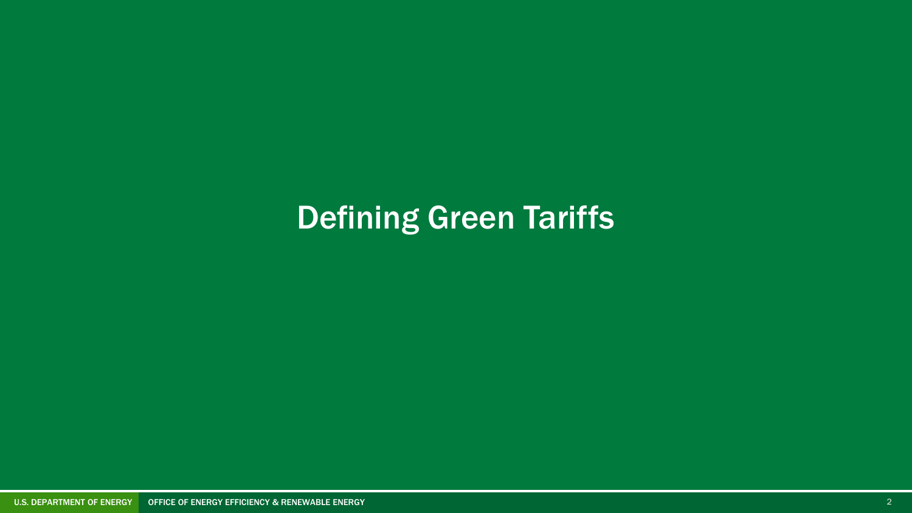# Defining Green Tariffs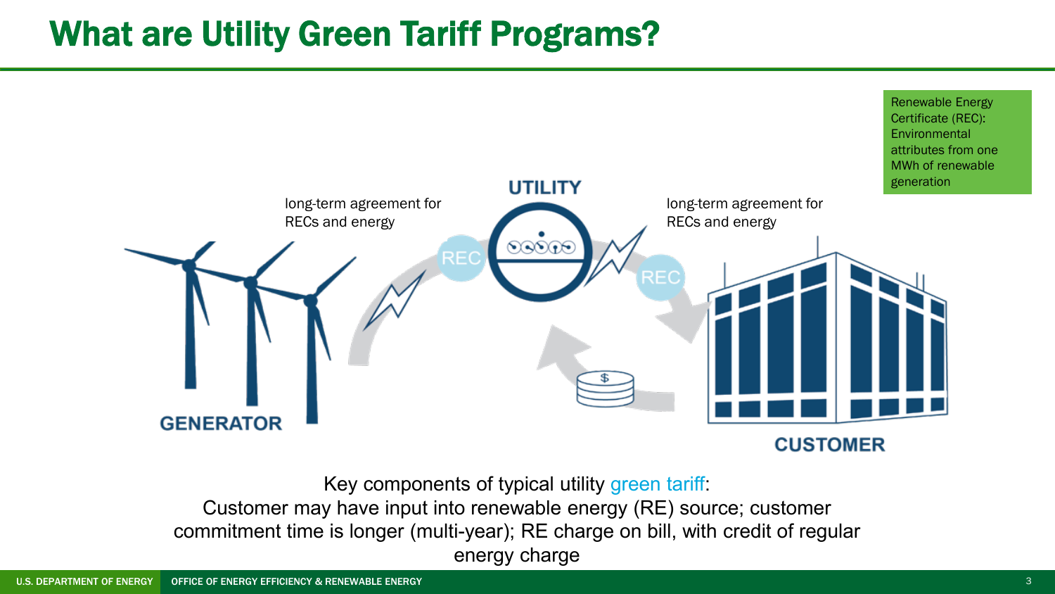# What are Utility Green Tariff Programs?

Renewable Energy Certificate (REC): Environmental attributes from one MWh of renewable generation

UTILITY

long-term agreement for RECs and energy

long-term agreement for RECs and energy

GENERATOR

CUSTOMER

Key components of typical utility green tariff:
Customer may have input into renewable energy (RE) source; customer commitment time is longer (multi-year); RE charge on bill, with credit of regular energy charge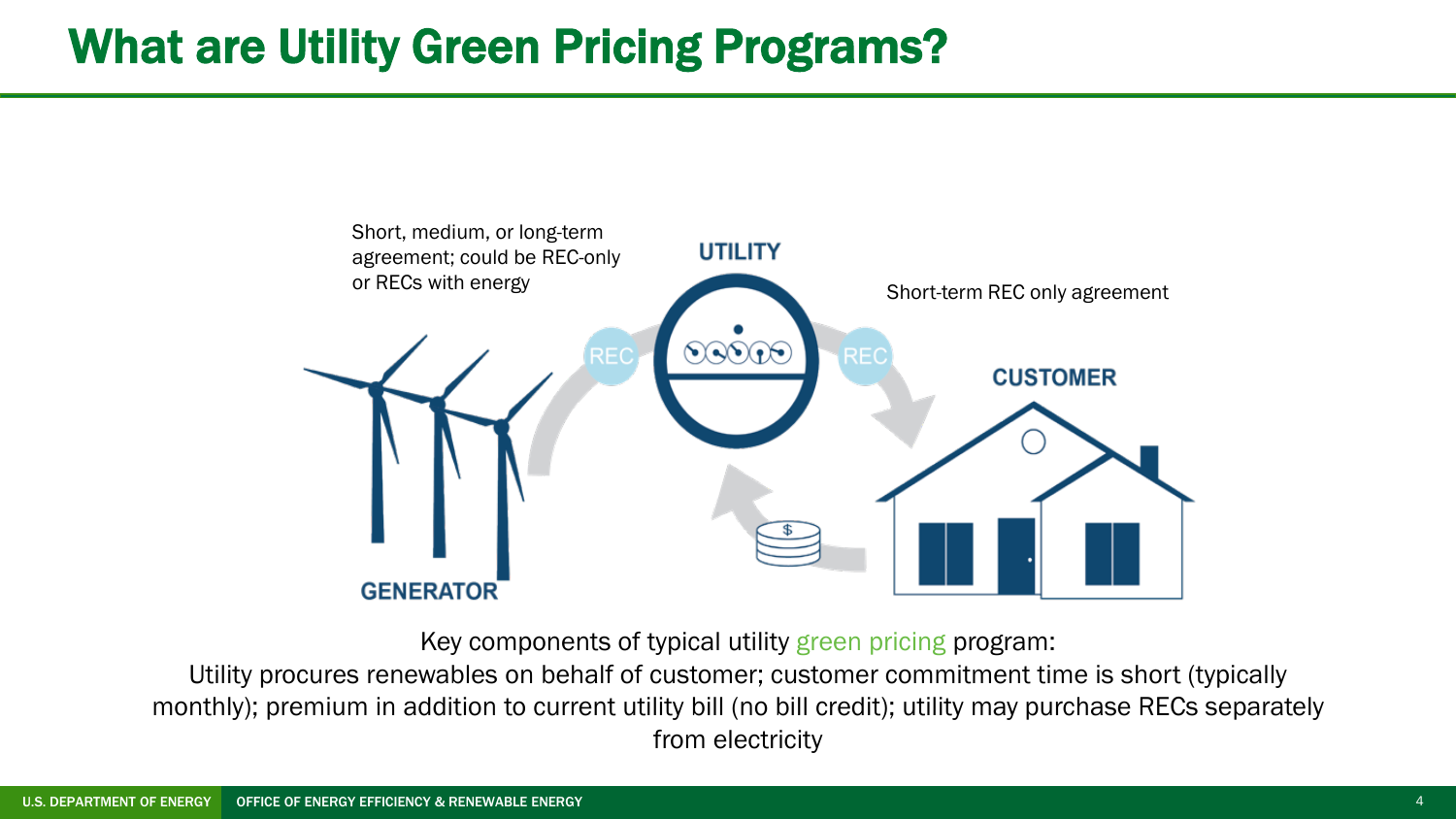# What are Utility Green Pricing Programs?

Short, medium, or long-term agreement; could be REC-only or RECs with energy

UTILITY

Short-term REC only agreement

REC

REC

CUSTOMER

GENERATOR

Key components of typical utility green pricing program:

Utility procures renewables on behalf of customer; customer commitment time is short (typically monthly); premium in addition to current utility bill (no bill credit); utility may purchase RECs separately from electricity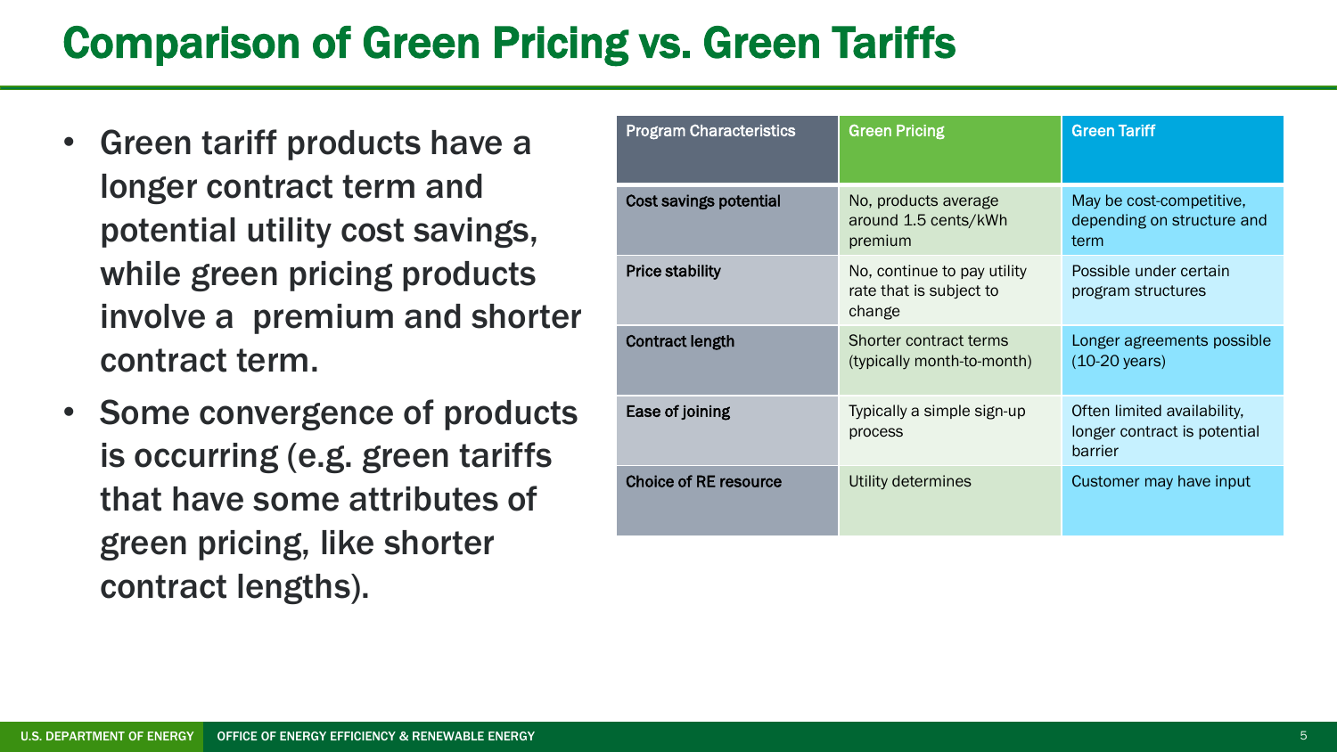# Comparison of Green Pricing vs. Green Tariffs

- Green tariff products have a longer contract term and potential utility cost savings, while green pricing products involve a premium and shorter contract term.
- Some convergence of products is occurring (e.g. green tariffs that have some attributes of green pricing, like shorter contract lengths).

| Program Characteristics | Green Pricing | Green Tariff |
|---|---|---|
| **Cost savings potential** | No, products average around 1.5 cents/kWh premium | May be cost-competitive, depending on structure and term |
| **Price stability** | No, continue to pay utility rate that is subject to change | Possible under certain program structures |
| **Contract length** | Shorter contract terms (typically month-to-month) | Longer agreements possible (10-20 years) |
| **Ease of joining** | Typically a simple sign-up process | Often limited availability, longer contract is potential barrier |
| **Choice of RE resource** | Utility determines | Customer may have input |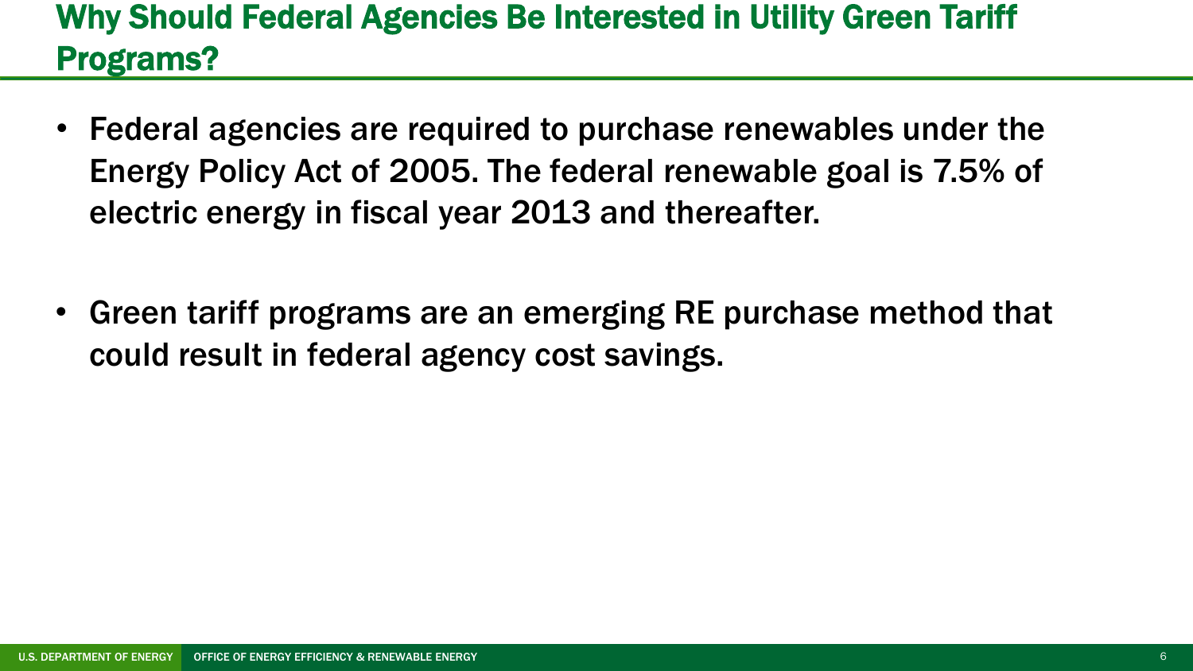# Why Should Federal Agencies Be Interested in Utility Green Tariff Programs?

- Federal agencies are required to purchase renewables under the Energy Policy Act of 2005. The federal renewable goal is 7.5% of electric energy in fiscal year 2013 and thereafter.

- Green tariff programs are an emerging RE purchase method that could result in federal agency cost savings.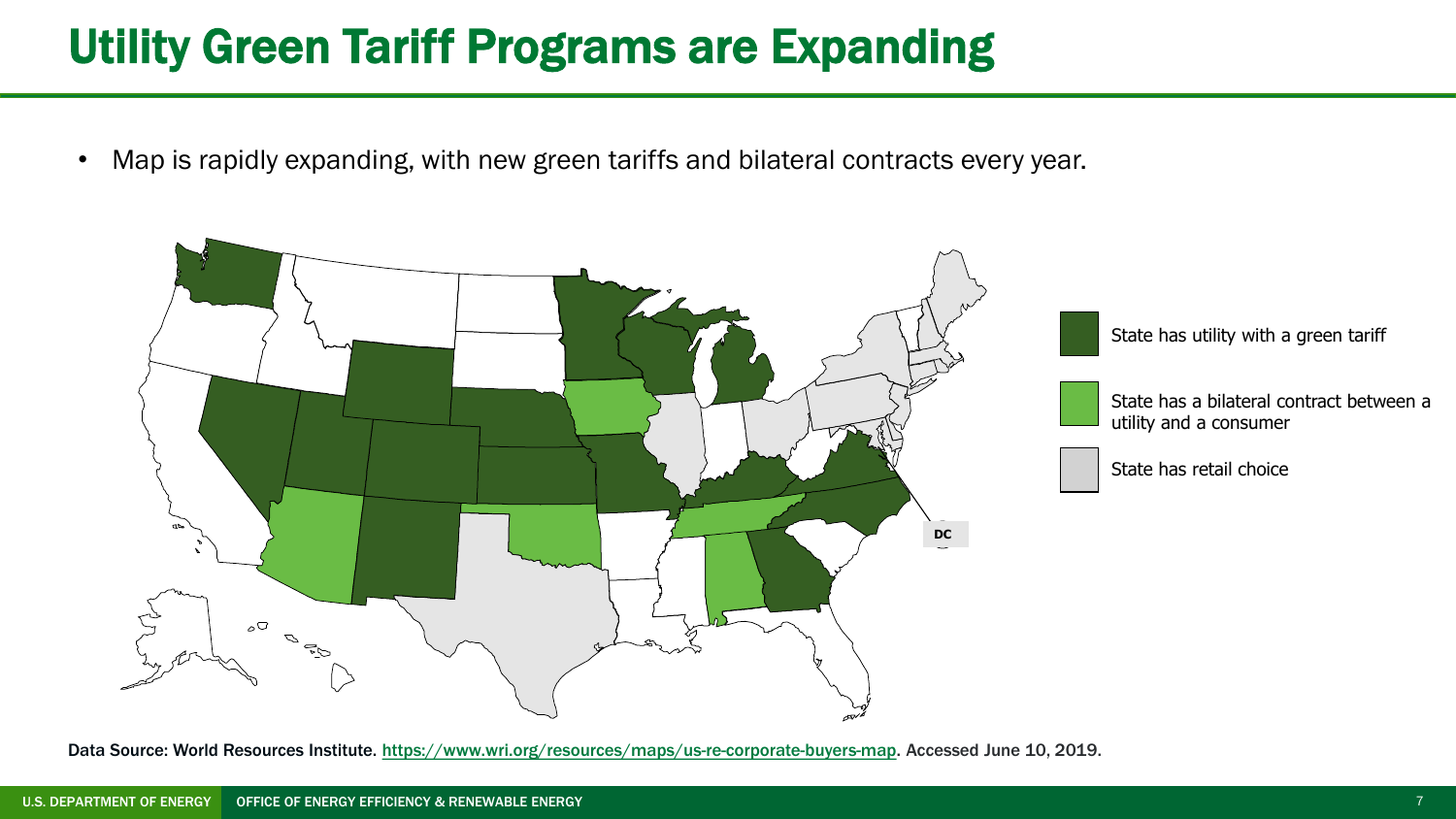# Utility Green Tariff Programs are Expanding

- Map is rapidly expanding, with new green tariffs and bilateral contracts every year.

State has utility with a green tariff

State has a bilateral contract between a utility and a consumer

State has retail choice

DC

Data Source: World Resources Institute. https://www.wri.org/resources/maps/us-re-corporate-buyers-map. Accessed June 10, 2019.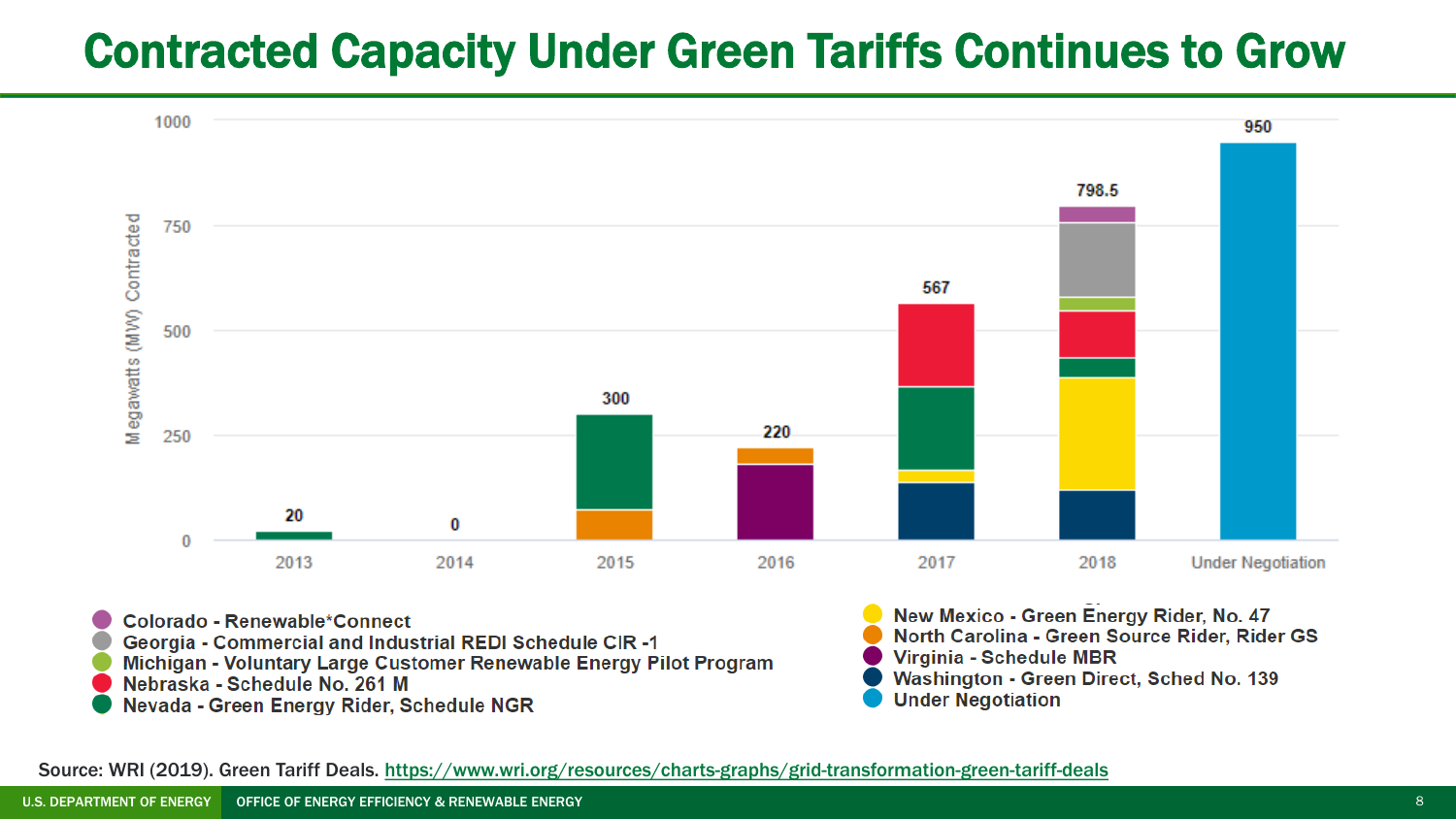# Contracted Capacity Under Green Tariffs Continues to Grow

Megawatts (MW) Contracted

| Year | Total (MW) |
|---|---|
| 2013 | 20 |
| 2014 | 0 |
| 2015 | 300 |
| 2016 | 220 |
| 2017 | 567 |
| 2018 | 798.5 |
| Under Negotiation | 950 |

- Colorado - Renewable*Connect
- Georgia - Commercial and Industrial REDI Schedule CIR -1
- Michigan - Voluntary Large Customer Renewable Energy Pilot Program
- Nebraska - Schedule No. 261 M
- Nevada - Green Energy Rider, Schedule NGR
- New Mexico - Green Energy Rider, No. 47
- North Carolina - Green Source Rider, Rider GS
- Virginia - Schedule MBR
- Washington - Green Direct, Sched No. 139
- Under Negotiation

Source: WRI (2019). Green Tariff Deals. https://www.wri.org/resources/charts-graphs/grid-transformation-green-tariff-deals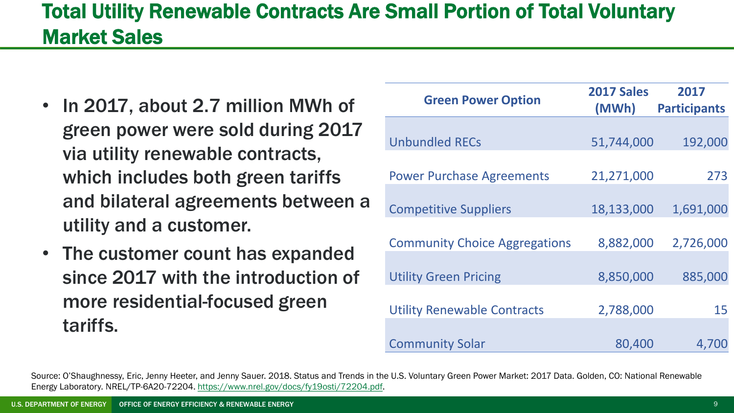# Total Utility Renewable Contracts Are Small Portion of Total Voluntary Market Sales

- In 2017, about 2.7 million MWh of green power were sold during 2017 via utility renewable contracts, which includes both green tariffs and bilateral agreements between a utility and a customer.
- The customer count has expanded since 2017 with the introduction of more residential-focused green tariffs.

| Green Power Option | 2017 Sales (MWh) | 2017 Participants |
|---|---|---|
| Unbundled RECs | 51,744,000 | 192,000 |
| Power Purchase Agreements | 21,271,000 | 273 |
| Competitive Suppliers | 18,133,000 | 1,691,000 |
| Community Choice Aggregations | 8,882,000 | 2,726,000 |
| Utility Green Pricing | 8,850,000 | 885,000 |
| Utility Renewable Contracts | 2,788,000 | 15 |
| Community Solar | 80,400 | 4,700 |

Source: O'Shaughnessy, Eric, Jenny Heeter, and Jenny Sauer. 2018. Status and Trends in the U.S. Voluntary Green Power Market: 2017 Data. Golden, CO: National Renewable Energy Laboratory. NREL/TP-6A20-72204. https://www.nrel.gov/docs/fy19osti/72204.pdf.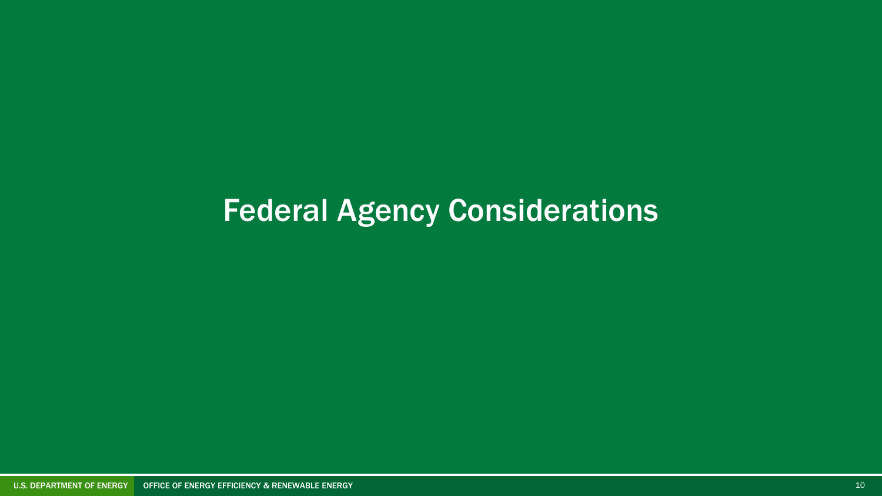# Federal Agency Considerations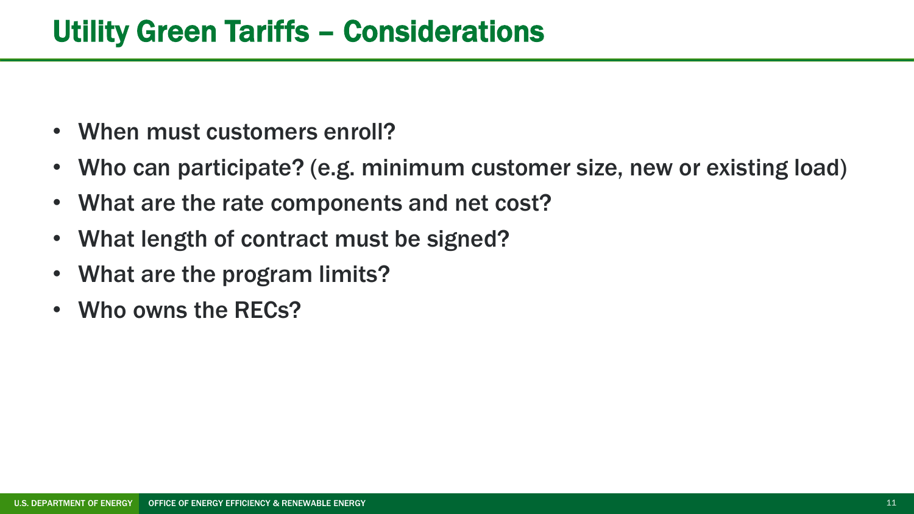# Utility Green Tariffs – Considerations

- When must customers enroll?
- Who can participate? (e.g. minimum customer size, new or existing load)
- What are the rate components and net cost?
- What length of contract must be signed?
- What are the program limits?
- Who owns the RECs?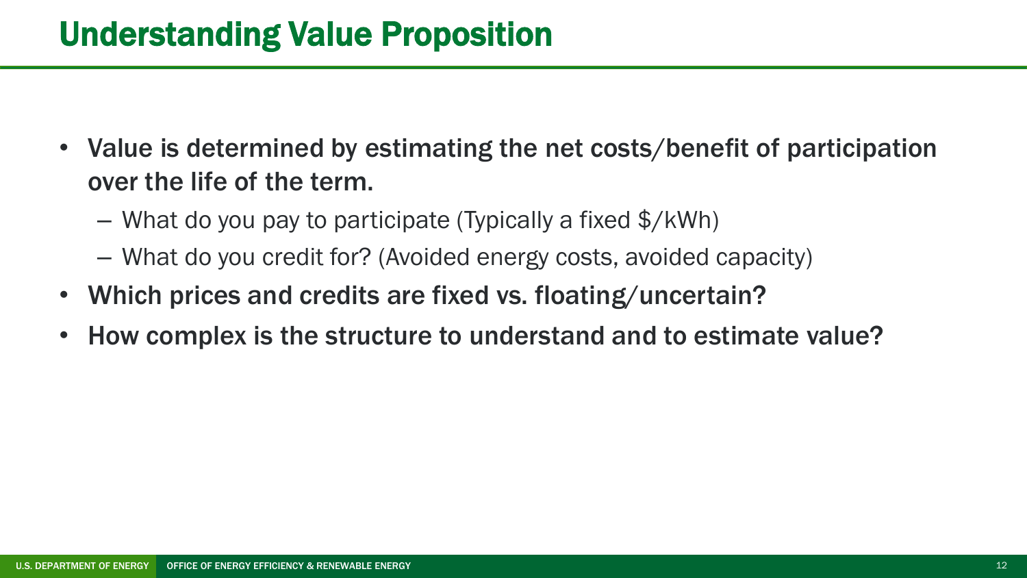# Understanding Value Proposition

- **Value is determined by estimating the net costs/benefit of participation over the life of the term.**
  - What do you pay to participate (Typically a fixed $/kWh)
  - What do you credit for? (Avoided energy costs, avoided capacity)
- **Which prices and credits are fixed vs. floating/uncertain?**
- **How complex is the structure to understand and to estimate value?**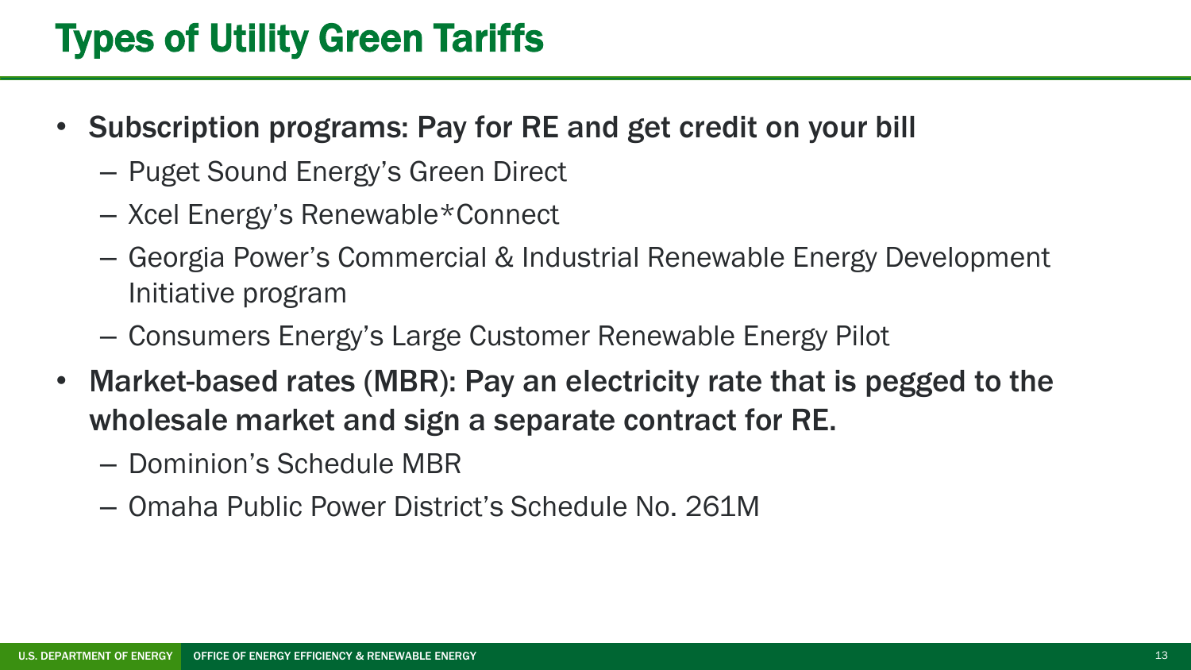# Types of Utility Green Tariffs

- **Subscription programs: Pay for RE and get credit on your bill**
  - Puget Sound Energy's Green Direct
  - Xcel Energy's Renewable*Connect
  - Georgia Power's Commercial & Industrial Renewable Energy Development Initiative program
  - Consumers Energy's Large Customer Renewable Energy Pilot
- **Market-based rates (MBR): Pay an electricity rate that is pegged to the wholesale market and sign a separate contract for RE.**
  - Dominion's Schedule MBR
  - Omaha Public Power District's Schedule No. 261M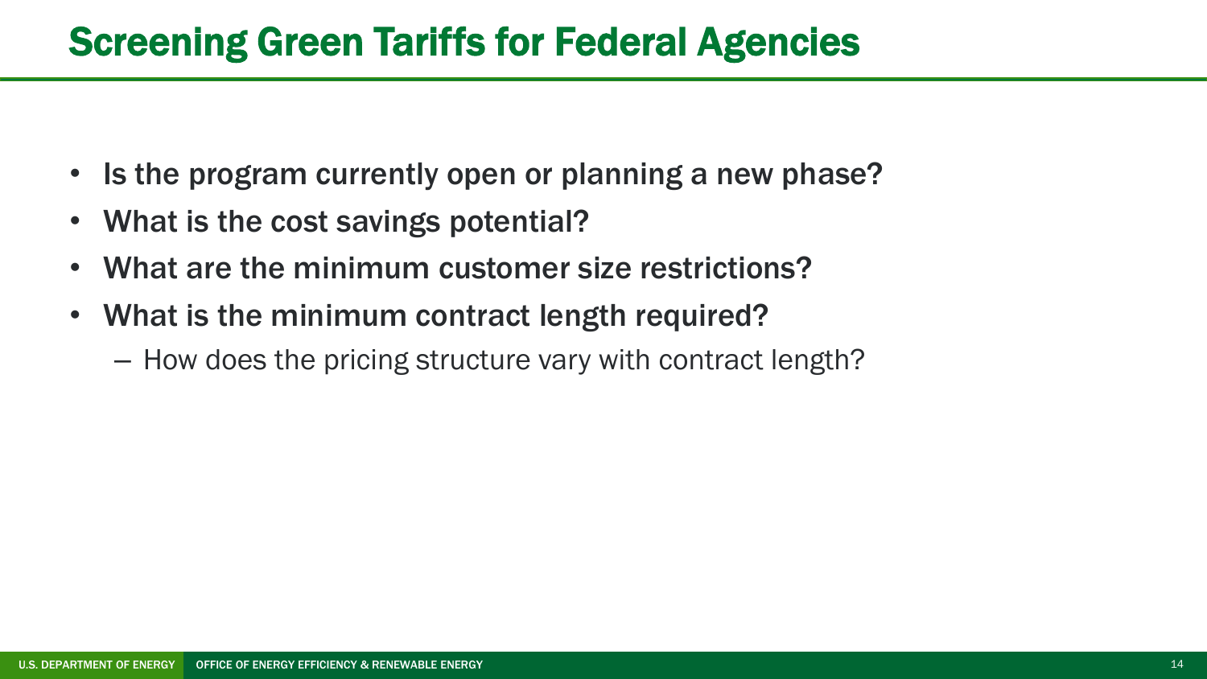# Screening Green Tariffs for Federal Agencies

- Is the program currently open or planning a new phase?
- What is the cost savings potential?
- What are the minimum customer size restrictions?
- What is the minimum contract length required?
  - How does the pricing structure vary with contract length?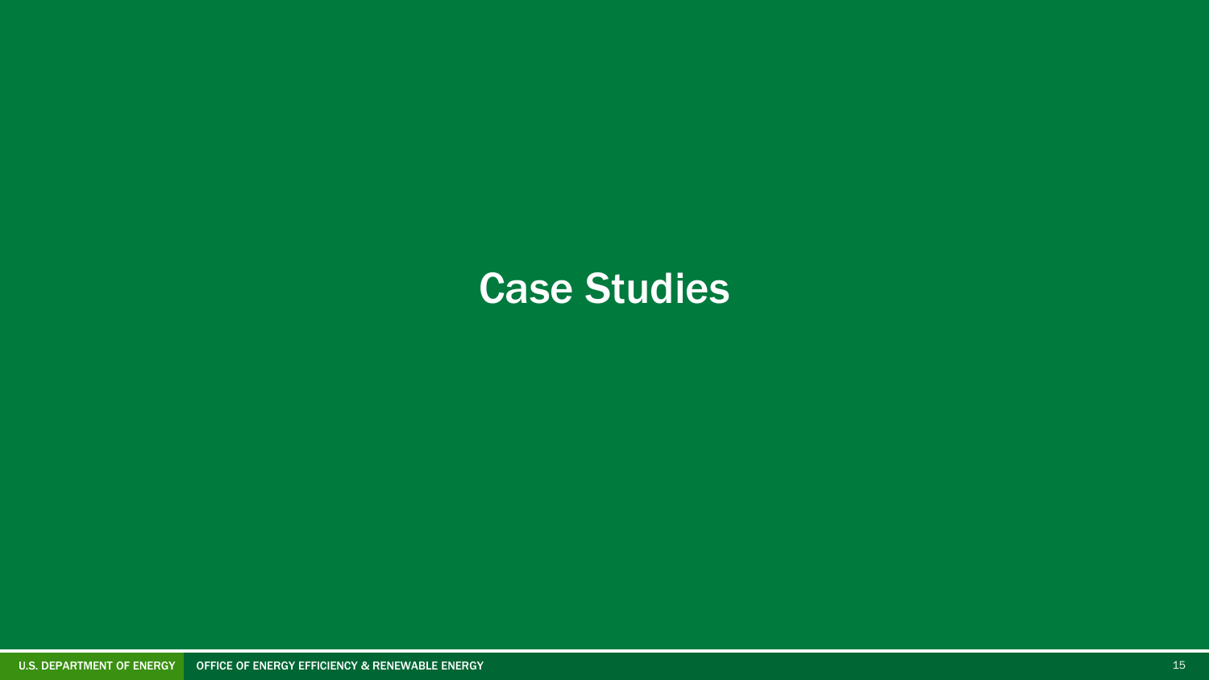# Case Studies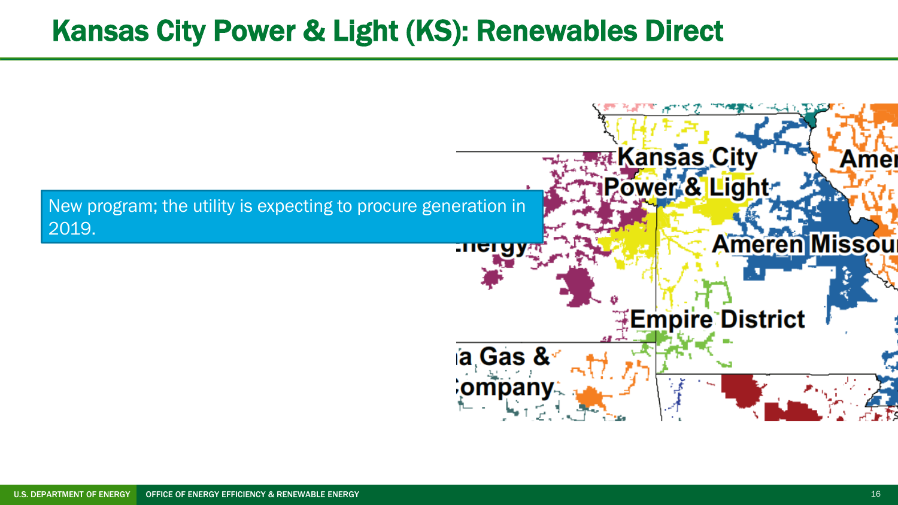# Kansas City Power & Light (KS): Renewables Direct

New program; the utility is expecting to procure generation in 2019.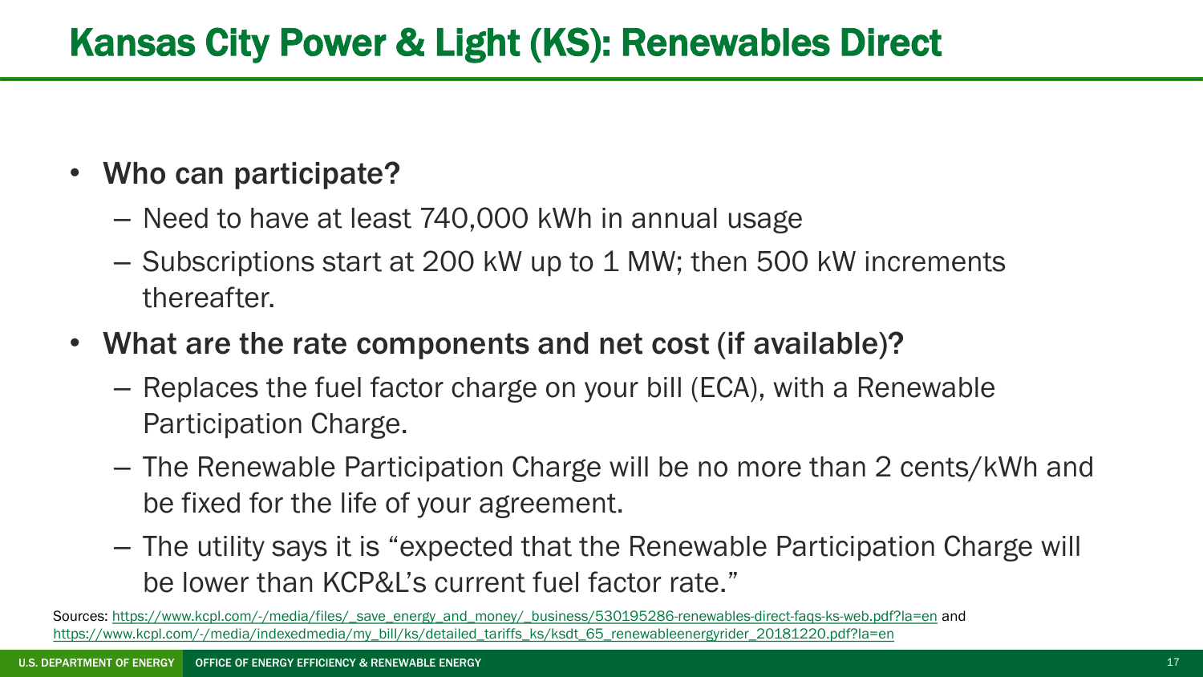# Kansas City Power & Light (KS): Renewables Direct

- **Who can participate?**
  - Need to have at least 740,000 kWh in annual usage
  - Subscriptions start at 200 kW up to 1 MW; then 500 kW increments thereafter.
- **What are the rate components and net cost** (if available)?
  - Replaces the fuel factor charge on your bill (ECA), with a Renewable Participation Charge.
  - The Renewable Participation Charge will be no more than 2 cents/kWh and be fixed for the life of your agreement.
  - The utility says it is "expected that the Renewable Participation Charge will be lower than KCP&L's current fuel factor rate."

Sources: https://www.kcpl.com/-/media/files/_save_energy_and_money/_business/530195286-renewables-direct-faqs-ks-web.pdf?la=en and https://www.kcpl.com/-/media/indexedmedia/my_bill/ks/detailed_tariffs_ks/ksdt_65_renewableenergyrider_20181220.pdf?la=en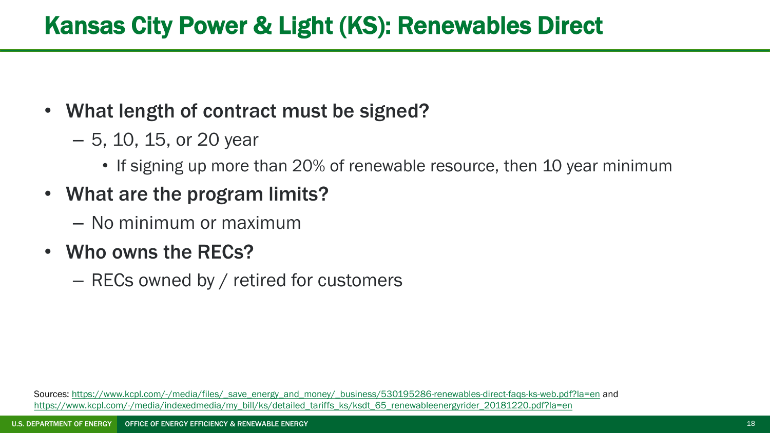# Kansas City Power & Light (KS): Renewables Direct

- **What length of contract must be signed?**
  - 5, 10, 15, or 20 year
    - If signing up more than 20% of renewable resource, then 10 year minimum
- **What are the program limits?**
  - No minimum or maximum
- **Who owns the RECs?**
  - RECs owned by / retired for customers

Sources: https://www.kcpl.com/-/media/files/_save_energy_and_money/_business/530195286-renewables-direct-faqs-ks-web.pdf?la=en and https://www.kcpl.com/-/media/indexedmedia/my_bill/ks/detailed_tariffs_ks/ksdt_65_renewableenergyrider_20181220.pdf?la=en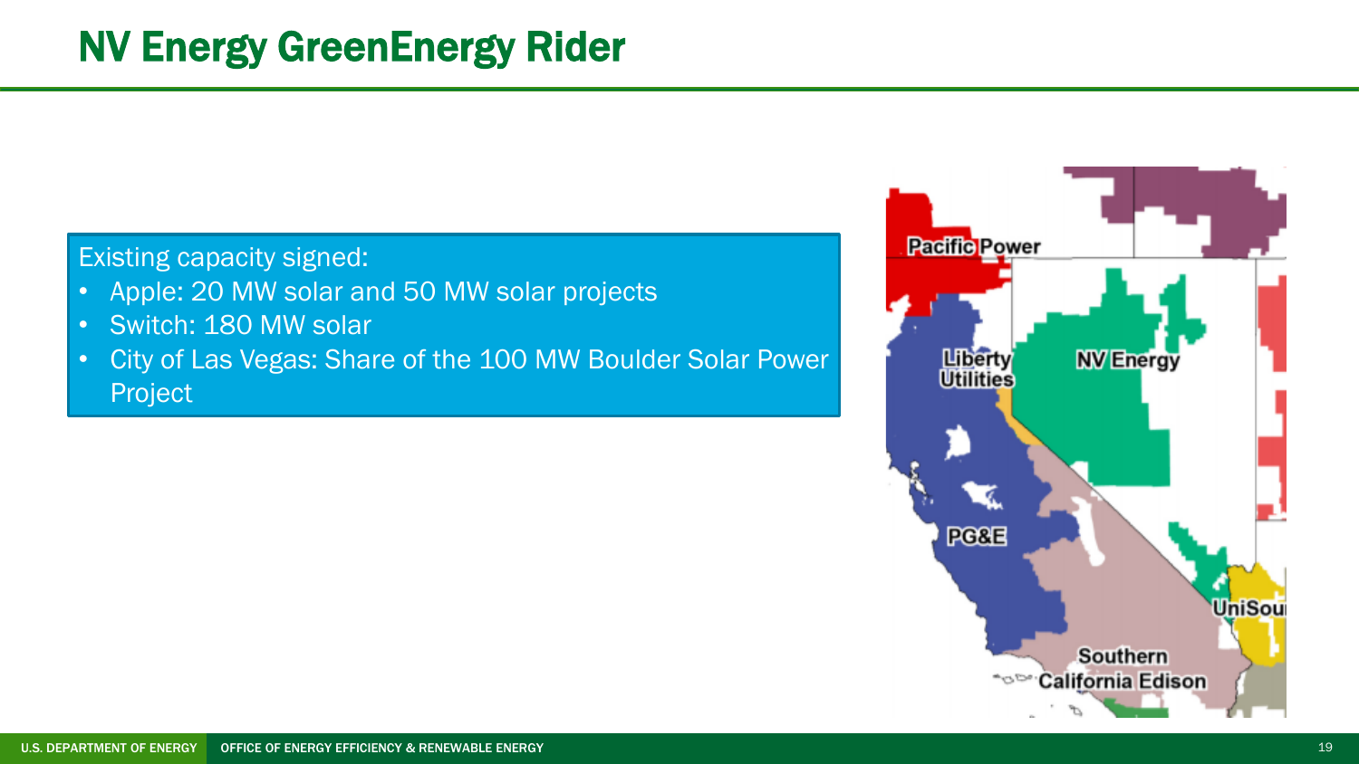# NV Energy GreenEnergy Rider

Existing capacity signed:

- Apple: 20 MW solar and 50 MW solar projects
- Switch: 180 MW solar
- City of Las Vegas: Share of the 100 MW Boulder Solar Power Project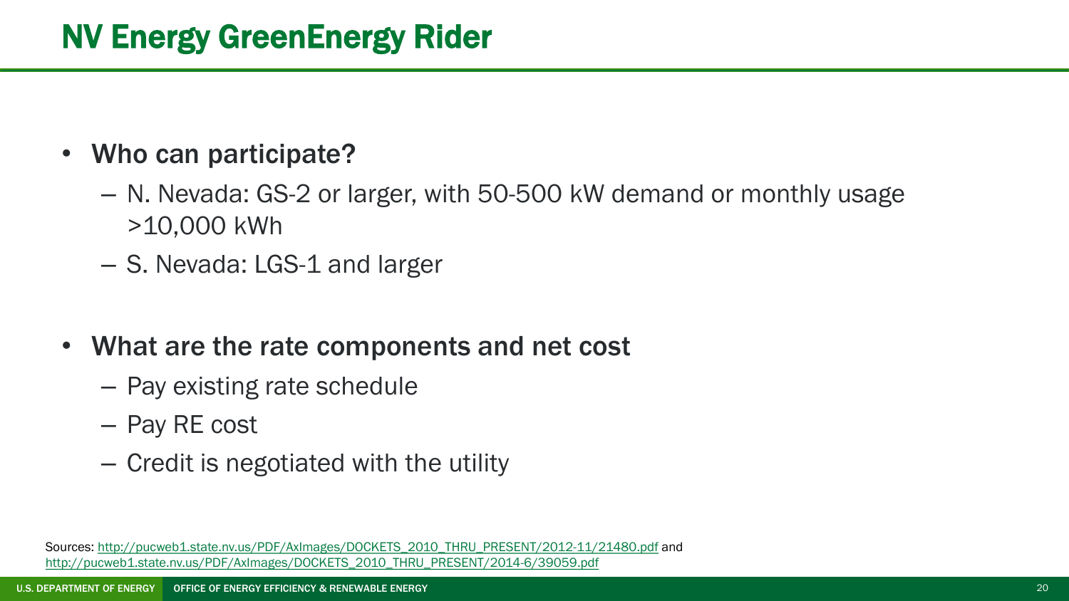# NV Energy GreenEnergy Rider

- **Who can participate?**
  - N. Nevada: GS-2 or larger, with 50-500 kW demand or monthly usage >10,000 kWh
  - S. Nevada: LGS-1 and larger

- **What are the rate components and net cost**
  - Pay existing rate schedule
  - Pay RE cost
  - Credit is negotiated with the utility

Sources: http://pucweb1.state.nv.us/PDF/AxImages/DOCKETS_2010_THRU_PRESENT/2012-11/21480.pdf and http://pucweb1.state.nv.us/PDF/AxImages/DOCKETS_2010_THRU_PRESENT/2014-6/39059.pdf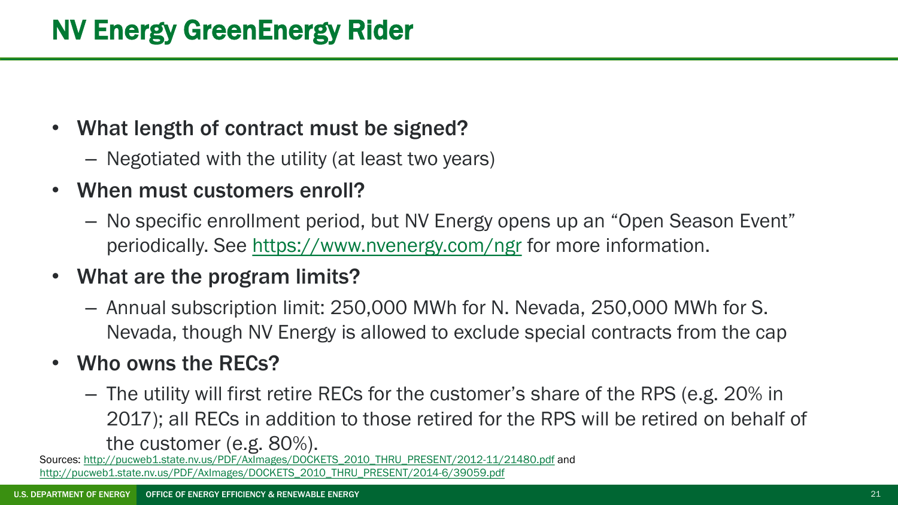# NV Energy GreenEnergy Rider

- **What length of contract must be signed?**
  - Negotiated with the utility (at least two years)
- **When must customers enroll?**
  - No specific enrollment period, but NV Energy opens up an "Open Season Event" periodically. See [https://www.nvenergy.com/ngr](https://www.nvenergy.com/ngr) for more information.
- **What are the program limits?**
  - Annual subscription limit: 250,000 MWh for N. Nevada, 250,000 MWh for S. Nevada, though NV Energy is allowed to exclude special contracts from the cap
- **Who owns the RECs?**
  - The utility will first retire RECs for the customer's share of the RPS (e.g. 20% in 2017); all RECs in addition to those retired for the RPS will be retired on behalf of the customer (e.g. 80%).

Sources: http://pucweb1.state.nv.us/PDF/AxImages/DOCKETS_2010_THRU_PRESENT/2012-11/21480.pdf and http://pucweb1.state.nv.us/PDF/AxImages/DOCKETS_2010_THRU_PRESENT/2014-6/39059.pdf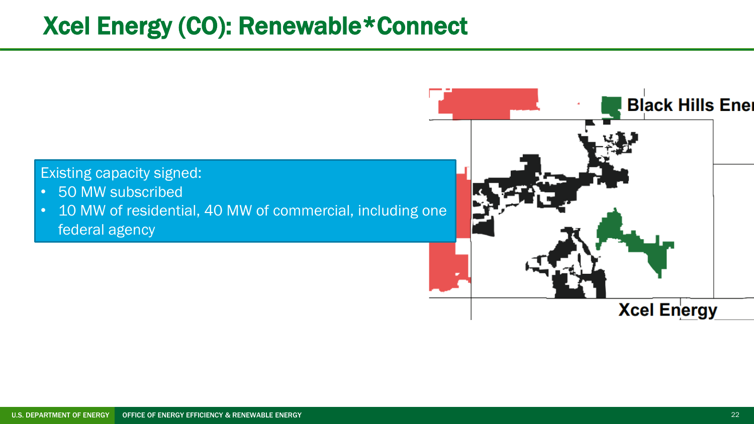# Xcel Energy (CO): Renewable*Connect

Existing capacity signed:

- 50 MW subscribed
- 10 MW of residential, 40 MW of commercial, including one federal agency

Black Hills Ener

Xcel Energy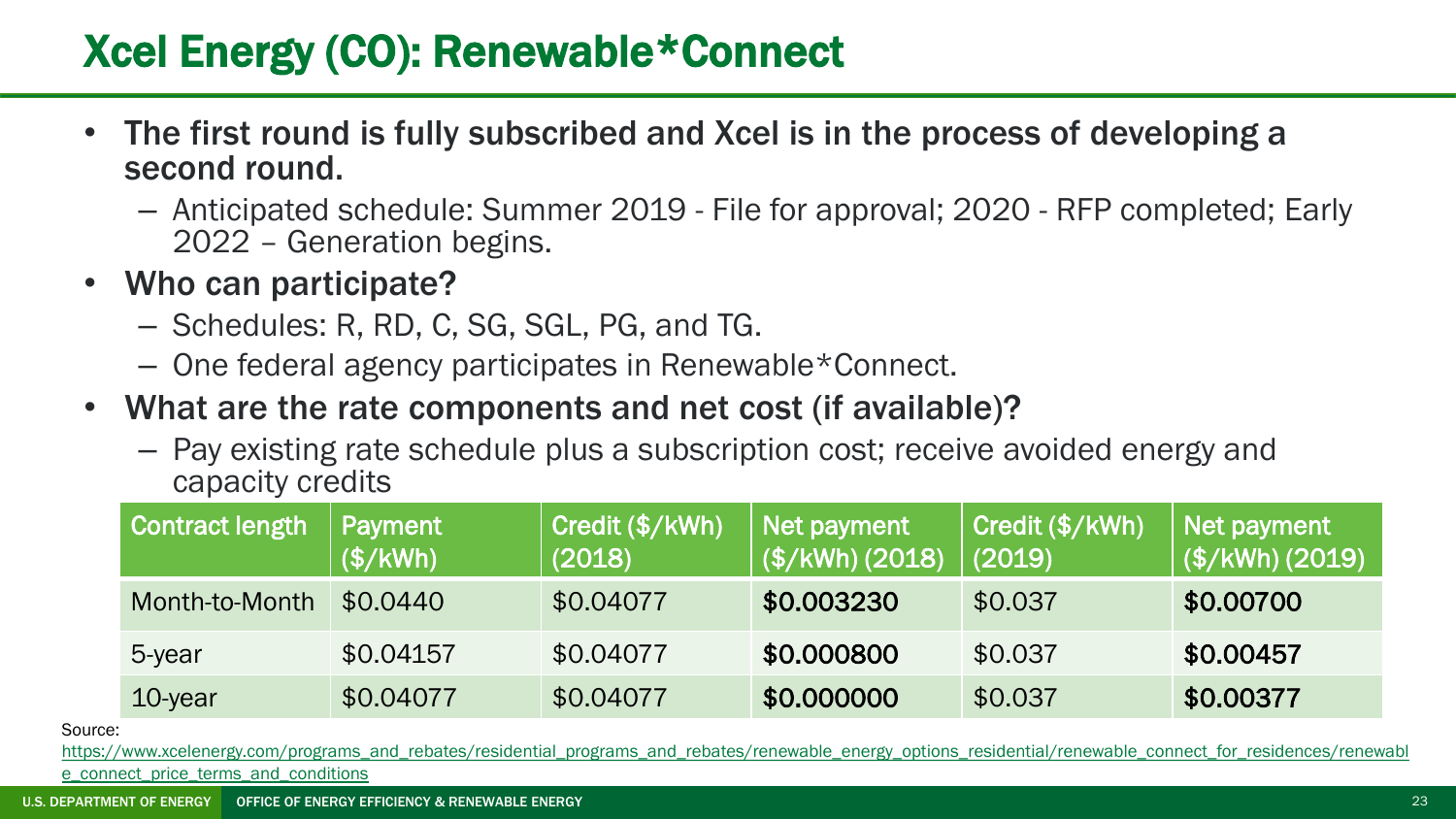# Xcel Energy (CO): Renewable*Connect

- **The first round is fully subscribed and Xcel is in the process of developing a second round.**
  - Anticipated schedule: Summer 2019 - File for approval; 2020 - RFP completed; Early 2022 – Generation begins.
- **Who can participate?**
  - Schedules: R, RD, C, SG, SGL, PG, and TG.
  - One federal agency participates in Renewable*Connect.
- **What are the rate components and net cost (if available)?**
  - Pay existing rate schedule plus a subscription cost; receive avoided energy and capacity credits

| Contract length | Payment ($/kWh) | Credit ($/kWh) (2018) | Net payment ($/kWh) (2018) | Credit ($/kWh) (2019) | Net payment ($/kWh) (2019) |
|---|---|---|---|---|---|
| Month-to-Month | $0.0440 | $0.04077 | **$0.003230** | $0.037 | **$0.00700** |
| 5-year | $0.04157 | $0.04077 | **$0.000800** | $0.037 | **$0.00457** |
| 10-year | $0.04077 | $0.04077 | **$0.000000** | $0.037 | **$0.00377** |

Source: https://www.xcelenergy.com/programs_and_rebates/residential_programs_and_rebates/renewable_energy_options_residential/renewable_connect_for_residences/renewable_connect_price_terms_and_conditions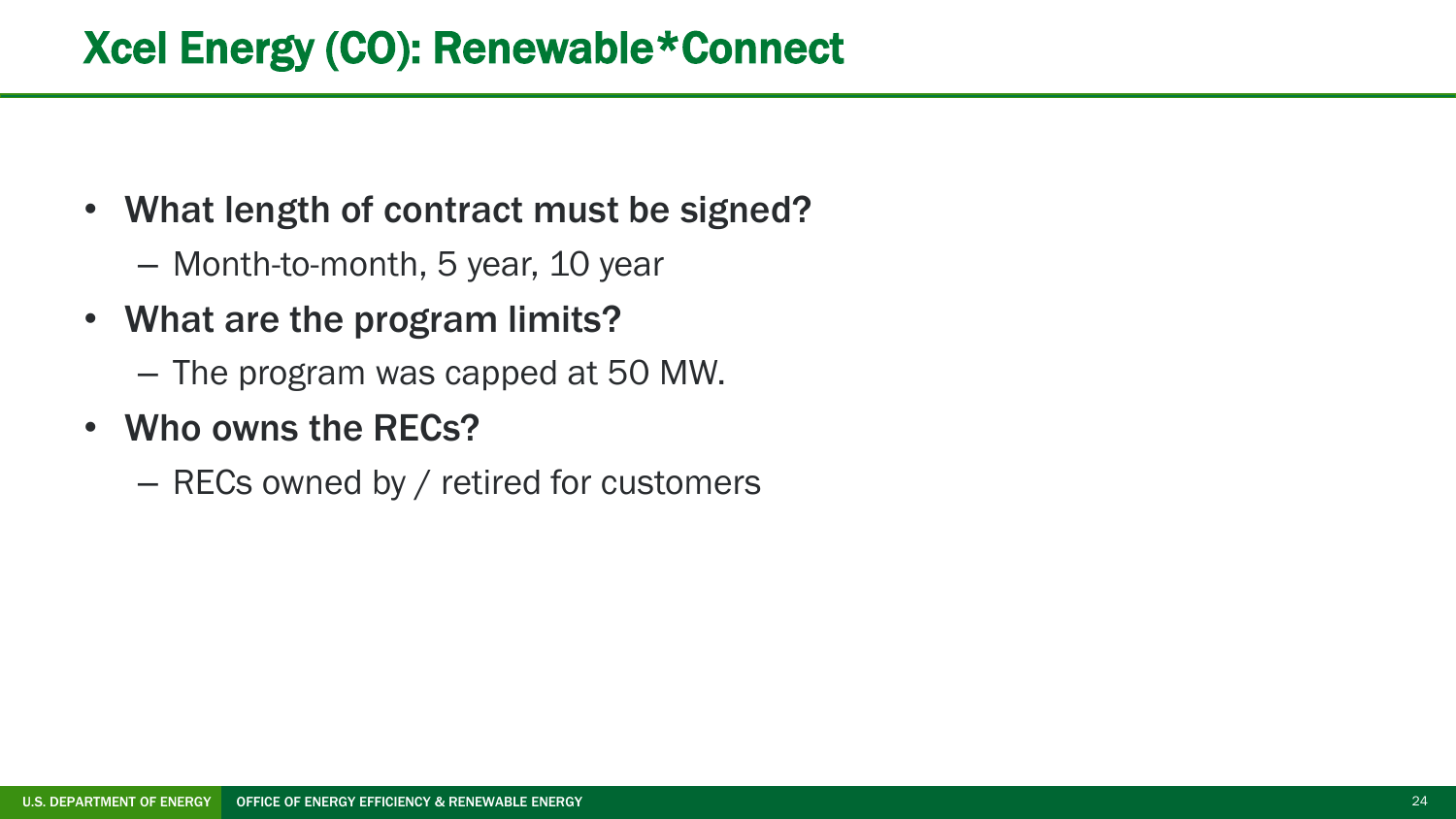# Xcel Energy (CO): Renewable*Connect

- **What length of contract must be signed?**
  - Month-to-month, 5 year, 10 year
- **What are the program limits?**
  - The program was capped at 50 MW.
- **Who owns the RECs?**
  - RECs owned by / retired for customers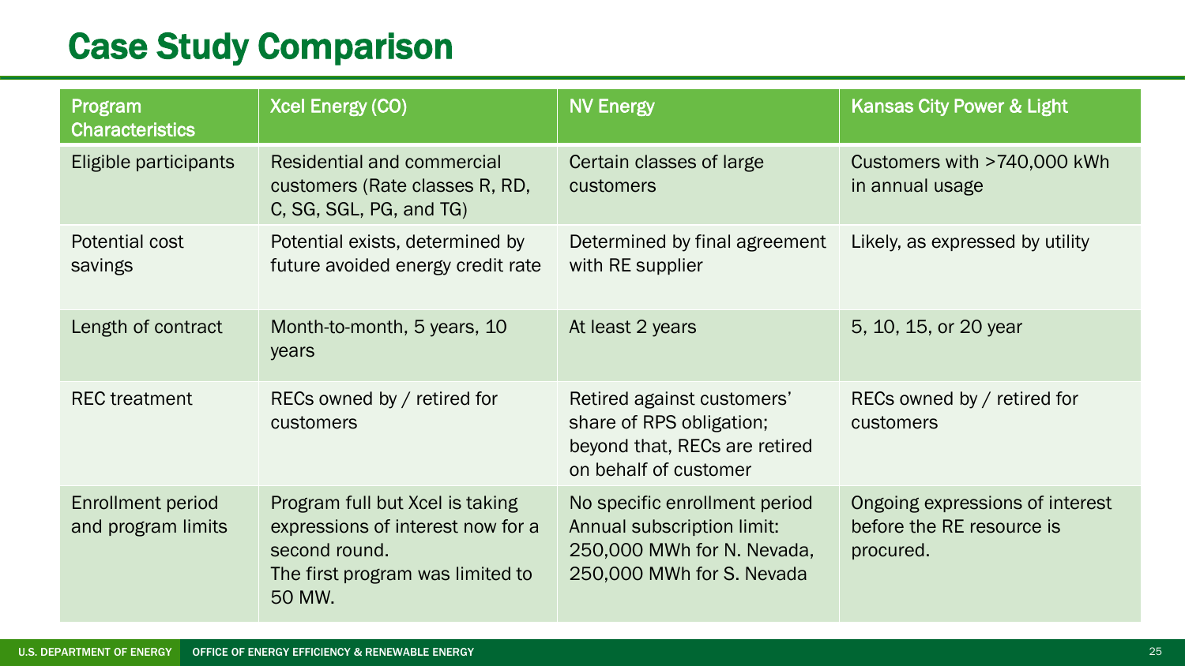# Case Study Comparison

| Program Characteristics | Xcel Energy (CO) | NV Energy | Kansas City Power & Light |
|---|---|---|---|
| Eligible participants | Residential and commercial customers (Rate classes R, RD, C, SG, SGL, PG, and TG) | Certain classes of large customers | Customers with >740,000 kWh in annual usage |
| Potential cost savings | Potential exists, determined by future avoided energy credit rate | Determined by final agreement with RE supplier | Likely, as expressed by utility |
| Length of contract | Month-to-month, 5 years, 10 years | At least 2 years | 5, 10, 15, or 20 year |
| REC treatment | RECs owned by / retired for customers | Retired against customers' share of RPS obligation; beyond that, RECs are retired on behalf of customer | RECs owned by / retired for customers |
| Enrollment period and program limits | Program full but Xcel is taking expressions of interest now for a second round. The first program was limited to 50 MW. | No specific enrollment period Annual subscription limit: 250,000 MWh for N. Nevada, 250,000 MWh for S. Nevada | Ongoing expressions of interest before the RE resource is procured. |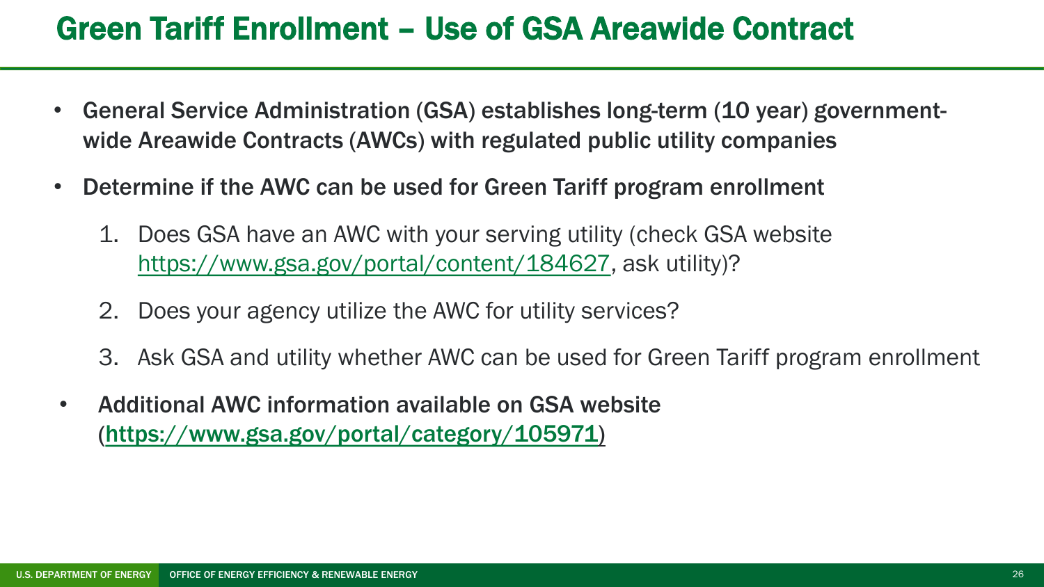# Green Tariff Enrollment – Use of GSA Areawide Contract

- **General Service Administration (GSA) establishes long-term (10 year) government-wide Areawide Contracts (AWCs) with regulated public utility companies**
- **Determine if the AWC can be used for Green Tariff program enrollment**
  1. Does GSA have an AWC with your serving utility (check GSA website https://www.gsa.gov/portal/content/184627, ask utility)?
  2. Does your agency utilize the AWC for utility services?
  3. Ask GSA and utility whether AWC can be used for Green Tariff program enrollment
- **Additional AWC information available on GSA website (https://www.gsa.gov/portal/category/105971)**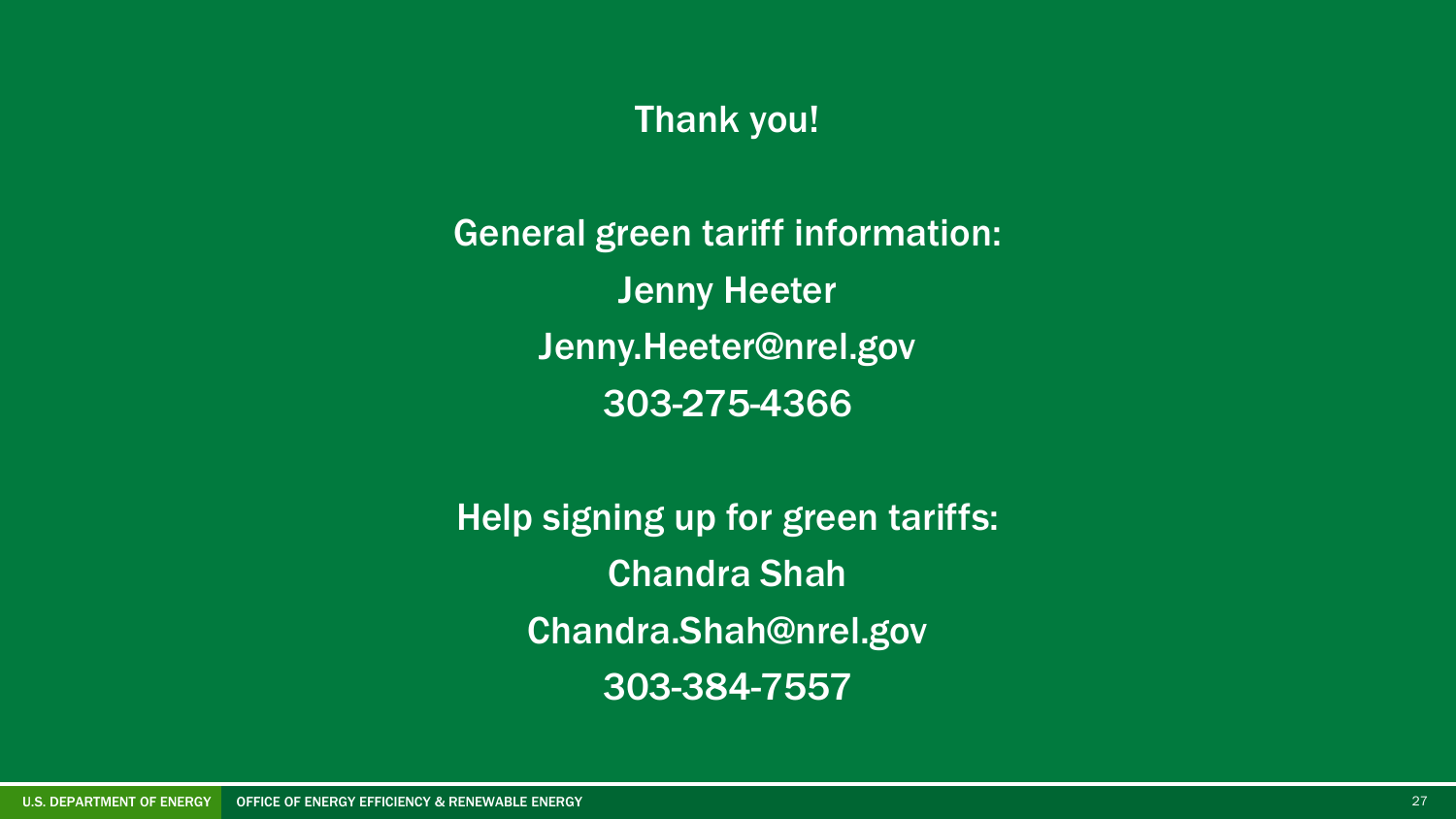# Thank you!

General green tariff information:

Jenny Heeter

Jenny.Heeter@nrel.gov

303-275-4366

Help signing up for green tariffs:

Chandra Shah

Chandra.Shah@nrel.gov

303-384-7557